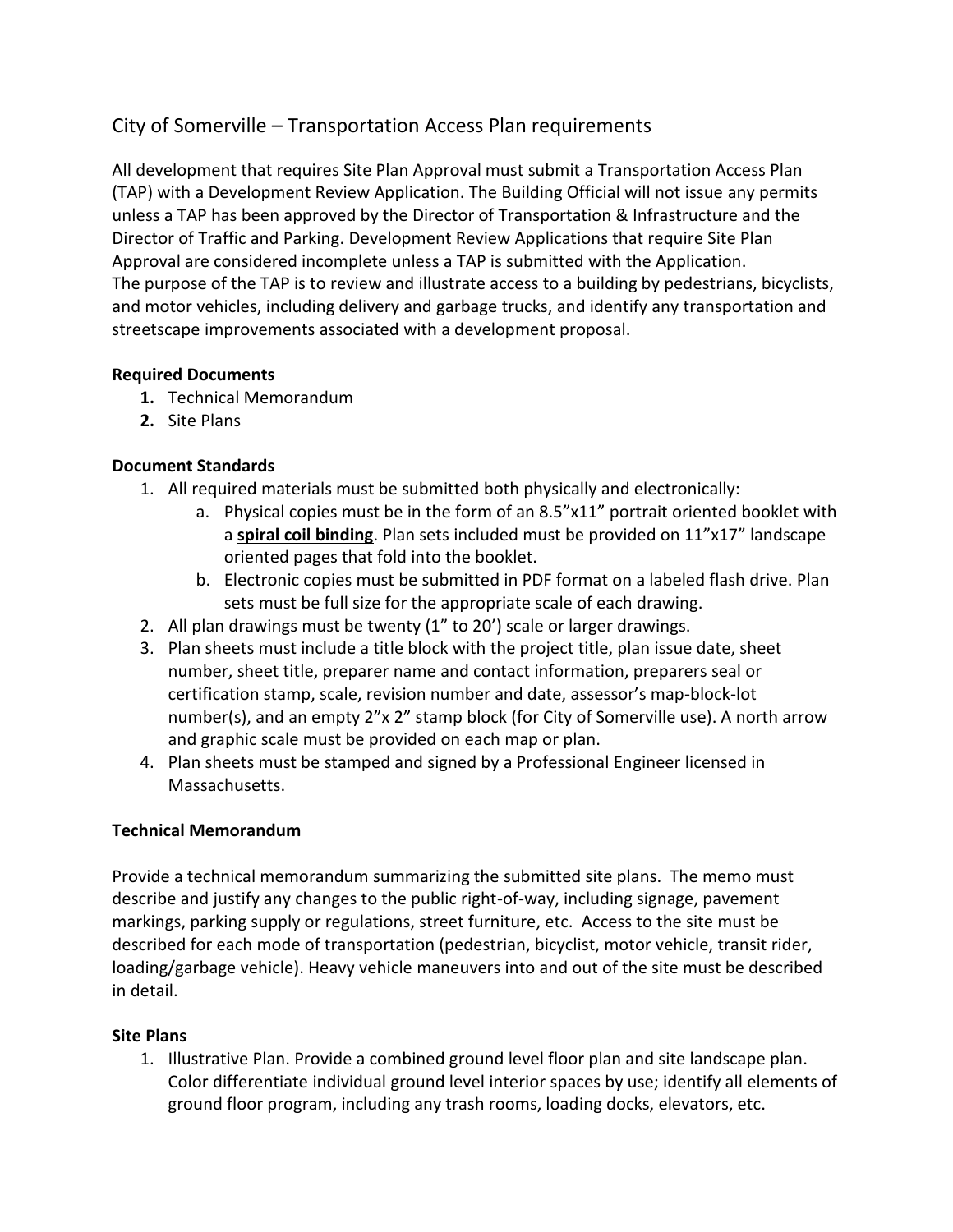# City of Somerville – Transportation Access Plan requirements

All development that requires Site Plan Approval must submit a Transportation Access Plan (TAP) with a Development Review Application. The Building Official will not issue any permits unless a TAP has been approved by the Director of Transportation & Infrastructure and the Director of Traffic and Parking. Development Review Applications that require Site Plan Approval are considered incomplete unless a TAP is submitted with the Application.
The purpose of the TAP is to review and illustrate access to a building by pedestrians, bicyclists, and motor vehicles, including delivery and garbage trucks, and identify any transportation and streetscape improvements associated with a development proposal.

**Required Documents**

1. Technical Memorandum
2. Site Plans

**Document Standards**

1. All required materials must be submitted both physically and electronically:
   a. Physical copies must be in the form of an 8.5"x11" portrait oriented booklet with a **spiral coil binding**. Plan sets included must be provided on 11"x17" landscape oriented pages that fold into the booklet.
   b. Electronic copies must be submitted in PDF format on a labeled flash drive. Plan sets must be full size for the appropriate scale of each drawing.
2. All plan drawings must be twenty (1" to 20') scale or larger drawings.
3. Plan sheets must include a title block with the project title, plan issue date, sheet number, sheet title, preparer name and contact information, preparers seal or certification stamp, scale, revision number and date, assessor's map-block-lot number(s), and an empty 2"x 2" stamp block (for City of Somerville use). A north arrow and graphic scale must be provided on each map or plan.
4. Plan sheets must be stamped and signed by a Professional Engineer licensed in Massachusetts.

**Technical Memorandum**

Provide a technical memorandum summarizing the submitted site plans. The memo must describe and justify any changes to the public right-of-way, including signage, pavement markings, parking supply or regulations, street furniture, etc. Access to the site must be described for each mode of transportation (pedestrian, bicyclist, motor vehicle, transit rider, loading/garbage vehicle). Heavy vehicle maneuvers into and out of the site must be described in detail.

**Site Plans**

1. Illustrative Plan. Provide a combined ground level floor plan and site landscape plan. Color differentiate individual ground level interior spaces by use; identify all elements of ground floor program, including any trash rooms, loading docks, elevators, etc.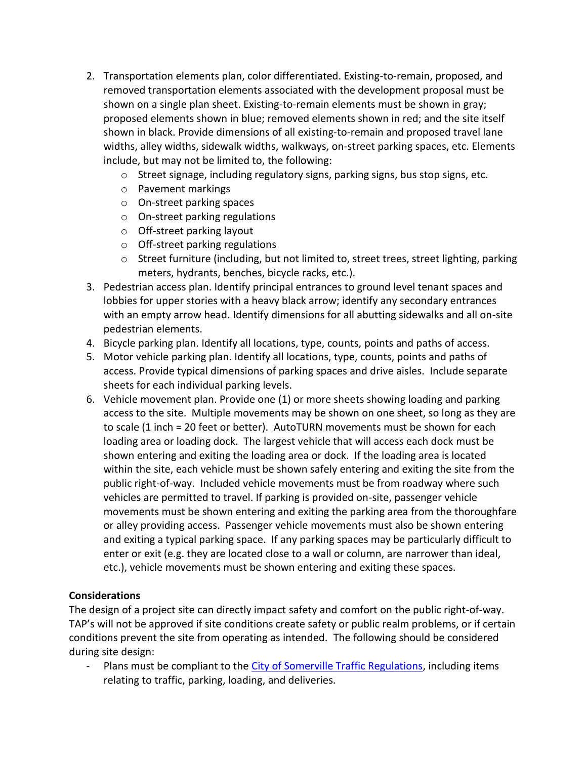2. Transportation elements plan, color differentiated. Existing-to-remain, proposed, and removed transportation elements associated with the development proposal must be shown on a single plan sheet. Existing-to-remain elements must be shown in gray; proposed elements shown in blue; removed elements shown in red; and the site itself shown in black. Provide dimensions of all existing-to-remain and proposed travel lane widths, alley widths, sidewalk widths, walkways, on-street parking spaces, etc. Elements include, but may not be limited to, the following:
   - Street signage, including regulatory signs, parking signs, bus stop signs, etc.
   - Pavement markings
   - On-street parking spaces
   - On-street parking regulations
   - Off-street parking layout
   - Off-street parking regulations
   - Street furniture (including, but not limited to, street trees, street lighting, parking meters, hydrants, benches, bicycle racks, etc.).
3. Pedestrian access plan. Identify principal entrances to ground level tenant spaces and lobbies for upper stories with a heavy black arrow; identify any secondary entrances with an empty arrow head. Identify dimensions for all abutting sidewalks and all on-site pedestrian elements.
4. Bicycle parking plan. Identify all locations, type, counts, points and paths of access.
5. Motor vehicle parking plan. Identify all locations, type, counts, points and paths of access. Provide typical dimensions of parking spaces and drive aisles. Include separate sheets for each individual parking levels.
6. Vehicle movement plan. Provide one (1) or more sheets showing loading and parking access to the site. Multiple movements may be shown on one sheet, so long as they are to scale (1 inch = 20 feet or better). AutoTURN movements must be shown for each loading area or loading dock. The largest vehicle that will access each dock must be shown entering and exiting the loading area or dock. If the loading area is located within the site, each vehicle must be shown safely entering and exiting the site from the public right-of-way. Included vehicle movements must be from roadway where such vehicles are permitted to travel. If parking is provided on-site, passenger vehicle movements must be shown entering and exiting the parking area from the thoroughfare or alley providing access. Passenger vehicle movements must also be shown entering and exiting a typical parking space. If any parking spaces may be particularly difficult to enter or exit (e.g. they are located close to a wall or column, are narrower than ideal, etc.), vehicle movements must be shown entering and exiting these spaces.

**Considerations**

The design of a project site can directly impact safety and comfort on the public right-of-way. TAP's will not be approved if site conditions create safety or public realm problems, or if certain conditions prevent the site from operating as intended. The following should be considered during site design:

- Plans must be compliant to the City of Somerville Traffic Regulations, including items relating to traffic, parking, loading, and deliveries.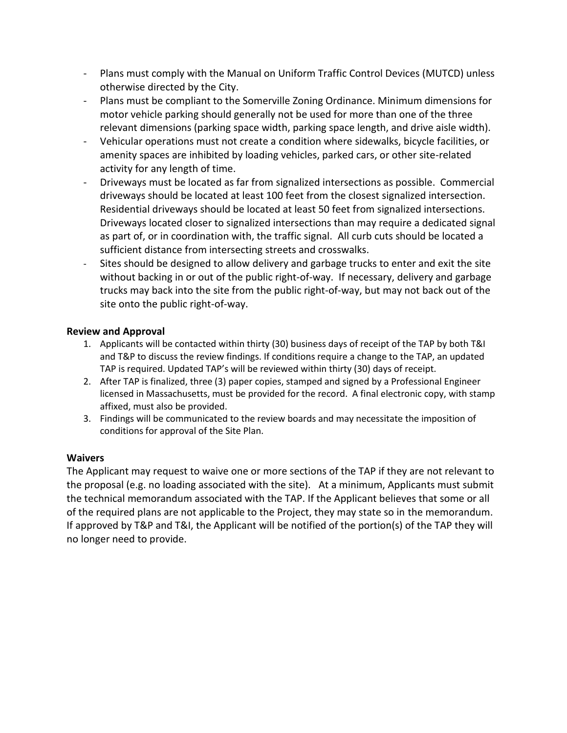- Plans must comply with the Manual on Uniform Traffic Control Devices (MUTCD) unless otherwise directed by the City.
- Plans must be compliant to the Somerville Zoning Ordinance. Minimum dimensions for motor vehicle parking should generally not be used for more than one of the three relevant dimensions (parking space width, parking space length, and drive aisle width).
- Vehicular operations must not create a condition where sidewalks, bicycle facilities, or amenity spaces are inhibited by loading vehicles, parked cars, or other site-related activity for any length of time.
- Driveways must be located as far from signalized intersections as possible. Commercial driveways should be located at least 100 feet from the closest signalized intersection. Residential driveways should be located at least 50 feet from signalized intersections. Driveways located closer to signalized intersections than may require a dedicated signal as part of, or in coordination with, the traffic signal. All curb cuts should be located a sufficient distance from intersecting streets and crosswalks.
- Sites should be designed to allow delivery and garbage trucks to enter and exit the site without backing in or out of the public right-of-way. If necessary, delivery and garbage trucks may back into the site from the public right-of-way, but may not back out of the site onto the public right-of-way.

**Review and Approval**

1. Applicants will be contacted within thirty (30) business days of receipt of the TAP by both T&I and T&P to discuss the review findings. If conditions require a change to the TAP, an updated TAP is required. Updated TAP's will be reviewed within thirty (30) days of receipt.
2. After TAP is finalized, three (3) paper copies, stamped and signed by a Professional Engineer licensed in Massachusetts, must be provided for the record. A final electronic copy, with stamp affixed, must also be provided.
3. Findings will be communicated to the review boards and may necessitate the imposition of conditions for approval of the Site Plan.

**Waivers**

The Applicant may request to waive one or more sections of the TAP if they are not relevant to the proposal (e.g. no loading associated with the site). At a minimum, Applicants must submit the technical memorandum associated with the TAP. If the Applicant believes that some or all of the required plans are not applicable to the Project, they may state so in the memorandum. If approved by T&P and T&I, the Applicant will be notified of the portion(s) of the TAP they will no longer need to provide.